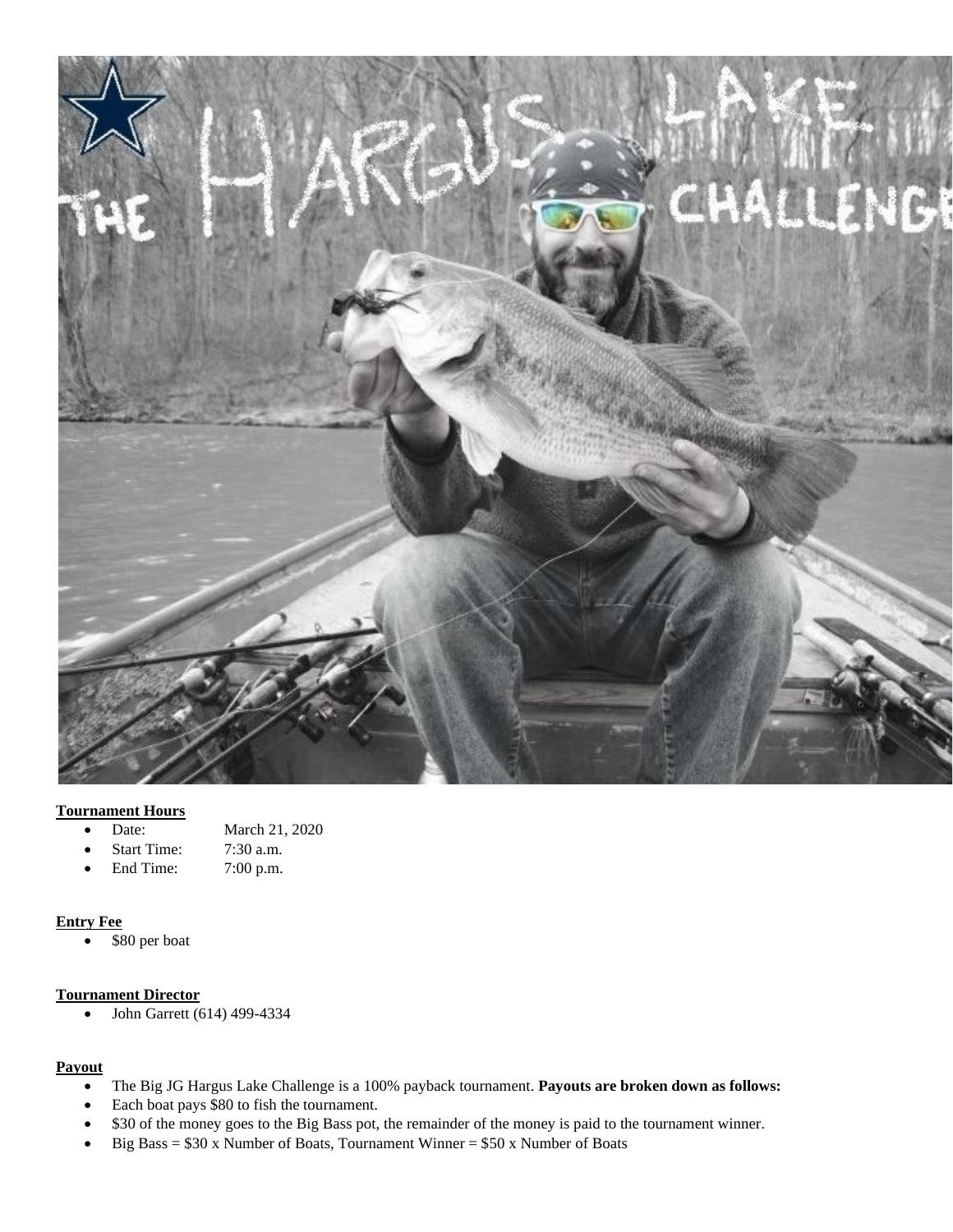**Tournament Hours**

- Date: March 21, 2020
- Start Time: 7:30 a.m.
- End Time: 7:00 p.m.

**Entry Fee**

- $80 per boat

**Tournament Director**

- John Garrett (614) 499-4334

**Payout**

- The Big JG Hargus Lake Challenge is a 100% payback tournament. **Payouts are broken down as follows:**
- Each boat pays $80 to fish the tournament.
- $30 of the money goes to the Big Bass pot, the remainder of the money is paid to the tournament winner.
- Big Bass = $30 x Number of Boats, Tournament Winner = $50 x Number of Boats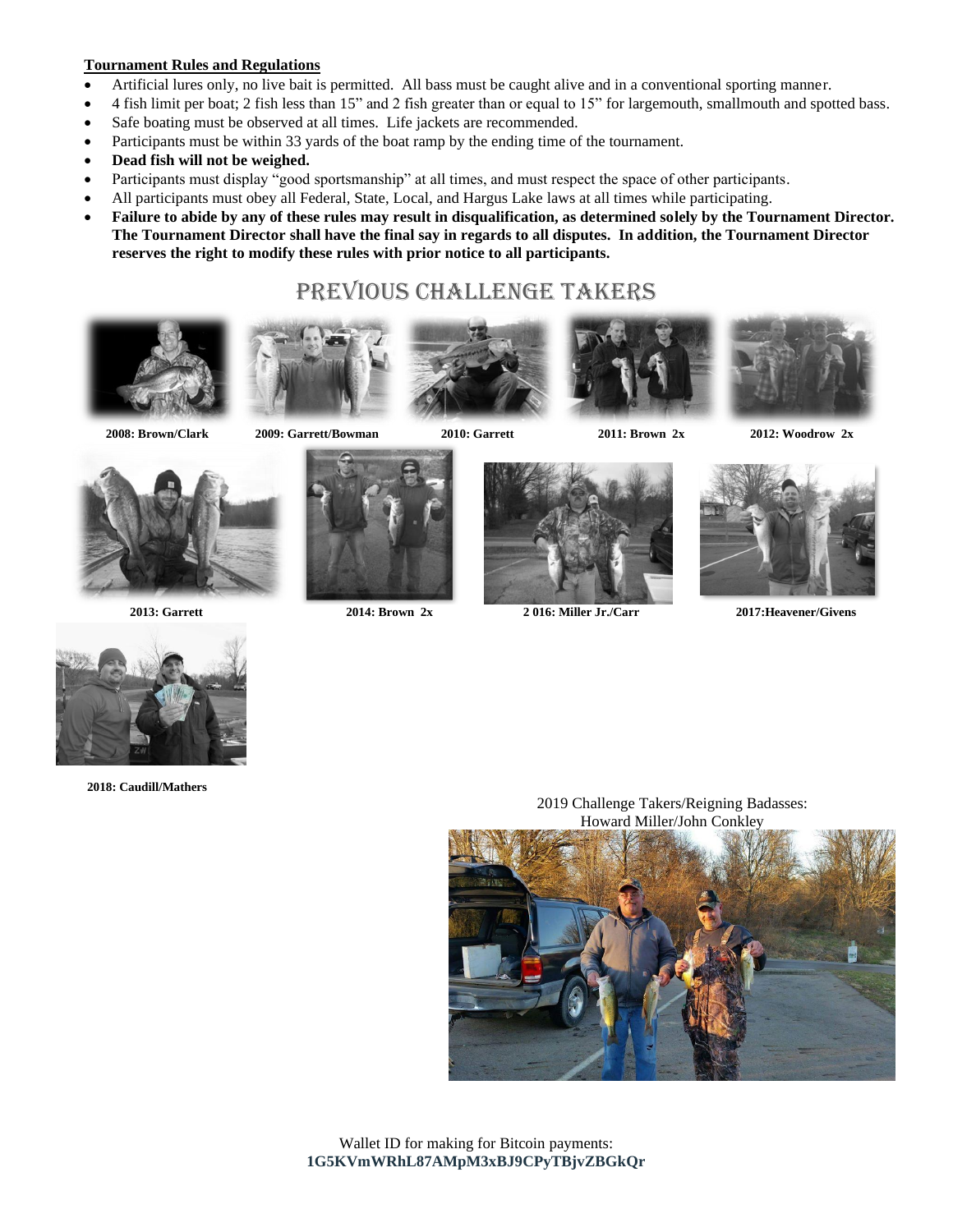**Tournament Rules and Regulations**

- Artificial lures only, no live bait is permitted. All bass must be caught alive and in a conventional sporting manner.
- 4 fish limit per boat; 2 fish less than 15" and 2 fish greater than or equal to 15" for largemouth, smallmouth and spotted bass.
- Safe boating must be observed at all times. Life jackets are recommended.
- Participants must be within 33 yards of the boat ramp by the ending time of the tournament.
- **Dead fish will not be weighed.**
- Participants must display "good sportsmanship" at all times, and must respect the space of other participants.
- All participants must obey all Federal, State, Local, and Hargus Lake laws at all times while participating.
- **Failure to abide by any of these rules may result in disqualification, as determined solely by the Tournament Director. The Tournament Director shall have the final say in regards to all disputes. In addition, the Tournament Director reserves the right to modify these rules with prior notice to all participants.**

## PREVIOUS CHALLENGE TAKERS

**2008: Brown/Clark**

**2009: Garrett/Bowman**

**2010: Garrett**

**2011: Brown 2x**

**2012: Woodrow 2x**

**2013: Garrett**

**2014: Brown 2x**

**2 016: Miller Jr./Carr**

**2017:Heavener/Givens**

**2018: Caudill/Mathers**

2019 Challenge Takers/Reigning Badasses:
Howard Miller/John Conkley

Wallet ID for making for Bitcoin payments:
**1G5KVmWRhL87AMpM3xBJ9CPyTBjvZBGkQr**